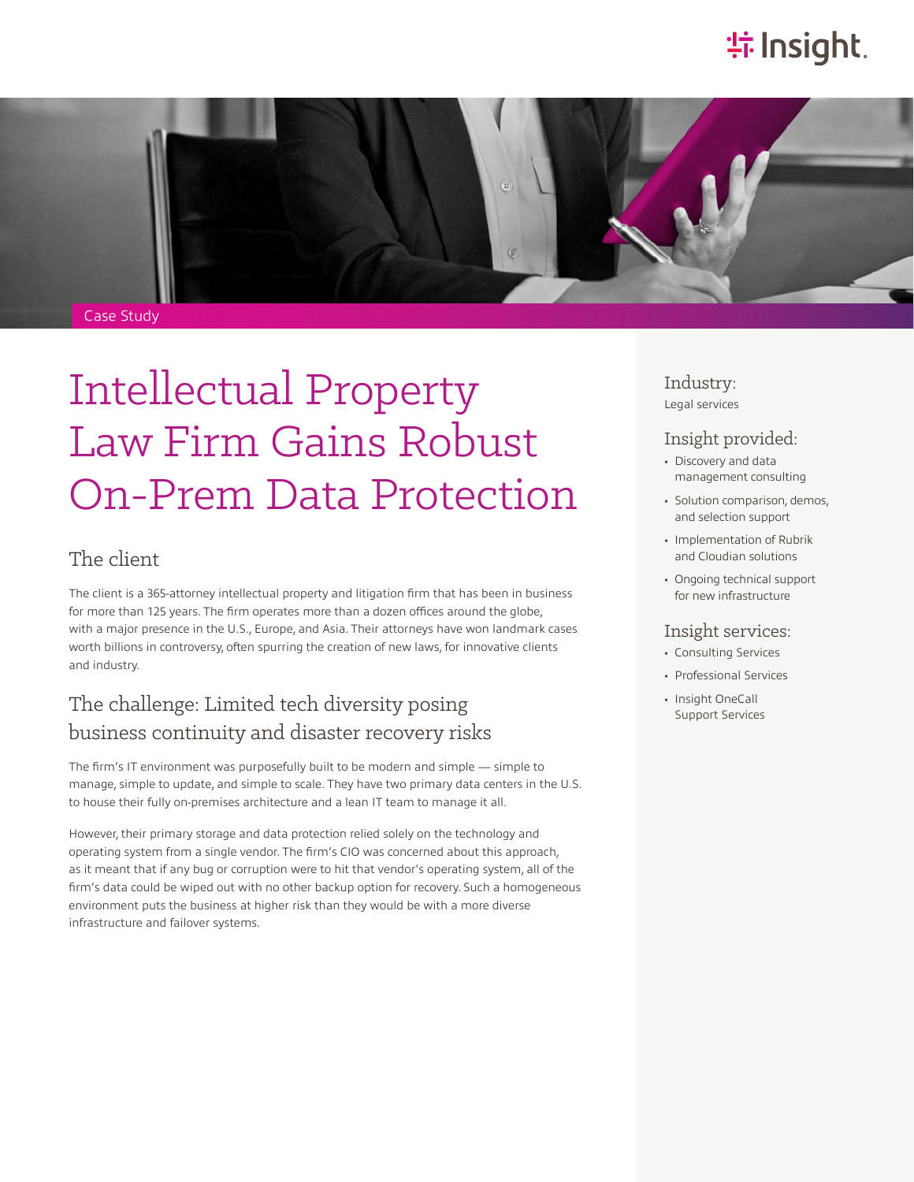Case Study

# Intellectual Property Law Firm Gains Robust On-Prem Data Protection

## The client

The client is a 365-attorney intellectual property and litigation firm that has been in business for more than 125 years. The firm operates more than a dozen offices around the globe, with a major presence in the U.S., Europe, and Asia. Their attorneys have won landmark cases worth billions in controversy, often spurring the creation of new laws, for innovative clients and industry.

## The challenge: Limited tech diversity posing business continuity and disaster recovery risks

The firm's IT environment was purposefully built to be modern and simple — simple to manage, simple to update, and simple to scale. They have two primary data centers in the U.S. to house their fully on-premises architecture and a lean IT team to manage it all.

However, their primary storage and data protection relied solely on the technology and operating system from a single vendor. The firm's CIO was concerned about this approach, as it meant that if any bug or corruption were to hit that vendor's operating system, all of the firm's data could be wiped out with no other backup option for recovery. Such a homogeneous environment puts the business at higher risk than they would be with a more diverse infrastructure and failover systems.

### Industry:

Legal services

### Insight provided:

- Discovery and data management consulting
- Solution comparison, demos, and selection support
- Implementation of Rubrik and Cloudian solutions
- Ongoing technical support for new infrastructure

### Insight services:

- Consulting Services
- Professional Services
- Insight OneCall Support Services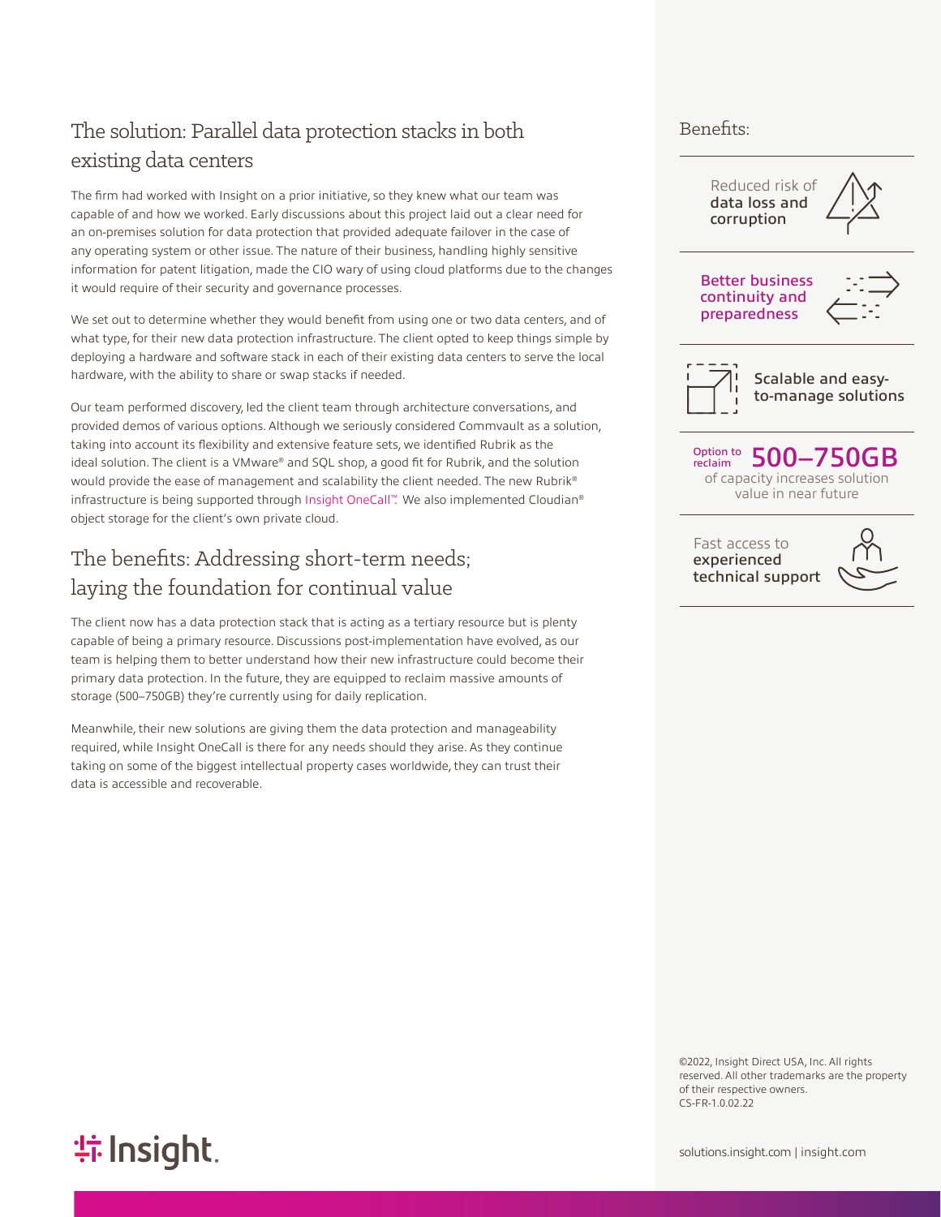## The solution: Parallel data protection stacks in both existing data centers

The firm had worked with Insight on a prior initiative, so they knew what our team was capable of and how we worked. Early discussions about this project laid out a clear need for an on-premises solution for data protection that provided adequate failover in the case of any operating system or other issue. The nature of their business, handling highly sensitive information for patent litigation, made the CIO wary of using cloud platforms due to the changes it would require of their security and governance processes.

We set out to determine whether they would benefit from using one or two data centers, and of what type, for their new data protection infrastructure. The client opted to keep things simple by deploying a hardware and software stack in each of their existing data centers to serve the local hardware, with the ability to share or swap stacks if needed.

Our team performed discovery, led the client team through architecture conversations, and provided demos of various options. Although we seriously considered Commvault as a solution, taking into account its flexibility and extensive feature sets, we identified Rubrik as the ideal solution. The client is a VMware® and SQL shop, a good fit for Rubrik, and the solution would provide the ease of management and scalability the client needed. The new Rubrik® infrastructure is being supported through Insight OneCall™. We also implemented Cloudian® object storage for the client's own private cloud.

## The benefits: Addressing short-term needs; laying the foundation for continual value

The client now has a data protection stack that is acting as a tertiary resource but is plenty capable of being a primary resource. Discussions post-implementation have evolved, as our team is helping them to better understand how their new infrastructure could become their primary data protection. In the future, they are equipped to reclaim massive amounts of storage (500–750GB) they're currently using for daily replication.

Meanwhile, their new solutions are giving them the data protection and manageability required, while Insight OneCall is there for any needs should they arise. As they continue taking on some of the biggest intellectual property cases worldwide, they can trust their data is accessible and recoverable.

### Benefits:

- Reduced risk of **data loss and corruption**
- **Better business continuity and preparedness**
- **Scalable and easy-to-manage solutions**
- Option to reclaim **500–750GB** of capacity increases solution value in near future
- Fast access to **experienced technical support**

©2022, Insight Direct USA, Inc. All rights reserved. All other trademarks are the property of their respective owners.
CS-FR-1.0.02.22

Insight.

solutions.insight.com | insight.com